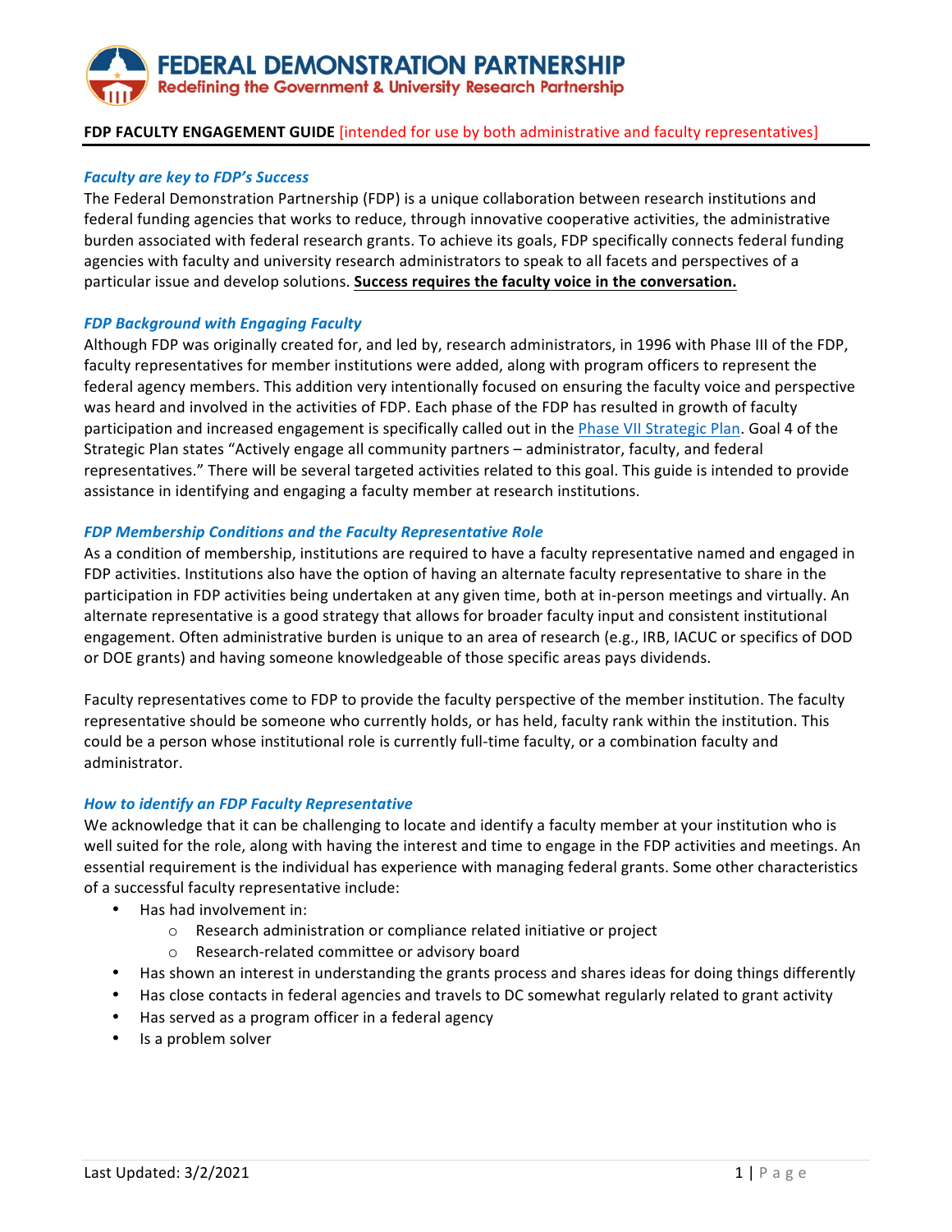# FEDERAL DEMONSTRATION PARTNERSHIP
Redefining the Government & University Research Partnership

**FDP FACULTY ENGAGEMENT GUIDE** [intended for use by both administrative and faculty representatives]

### *Faculty are key to FDP's Success*

The Federal Demonstration Partnership (FDP) is a unique collaboration between research institutions and federal funding agencies that works to reduce, through innovative cooperative activities, the administrative burden associated with federal research grants. To achieve its goals, FDP specifically connects federal funding agencies with faculty and university research administrators to speak to all facets and perspectives of a particular issue and develop solutions. **Success requires the faculty voice in the conversation.**

### *FDP Background with Engaging Faculty*

Although FDP was originally created for, and led by, research administrators, in 1996 with Phase III of the FDP, faculty representatives for member institutions were added, along with program officers to represent the federal agency members. This addition very intentionally focused on ensuring the faculty voice and perspective was heard and involved in the activities of FDP. Each phase of the FDP has resulted in growth of faculty participation and increased engagement is specifically called out in the Phase VII Strategic Plan. Goal 4 of the Strategic Plan states "Actively engage all community partners – administrator, faculty, and federal representatives." There will be several targeted activities related to this goal. This guide is intended to provide assistance in identifying and engaging a faculty member at research institutions.

### *FDP Membership Conditions and the Faculty Representative Role*

As a condition of membership, institutions are required to have a faculty representative named and engaged in FDP activities. Institutions also have the option of having an alternate faculty representative to share in the participation in FDP activities being undertaken at any given time, both at in-person meetings and virtually. An alternate representative is a good strategy that allows for broader faculty input and consistent institutional engagement. Often administrative burden is unique to an area of research (e.g., IRB, IACUC or specifics of DOD or DOE grants) and having someone knowledgeable of those specific areas pays dividends.

Faculty representatives come to FDP to provide the faculty perspective of the member institution. The faculty representative should be someone who currently holds, or has held, faculty rank within the institution. This could be a person whose institutional role is currently full-time faculty, or a combination faculty and administrator.

### *How to identify an FDP Faculty Representative*

We acknowledge that it can be challenging to locate and identify a faculty member at your institution who is well suited for the role, along with having the interest and time to engage in the FDP activities and meetings. An essential requirement is the individual has experience with managing federal grants. Some other characteristics of a successful faculty representative include:

- Has had involvement in:
  - Research administration or compliance related initiative or project
  - Research-related committee or advisory board
- Has shown an interest in understanding the grants process and shares ideas for doing things differently
- Has close contacts in federal agencies and travels to DC somewhat regularly related to grant activity
- Has served as a program officer in a federal agency
- Is a problem solver

Last Updated: 3/2/2021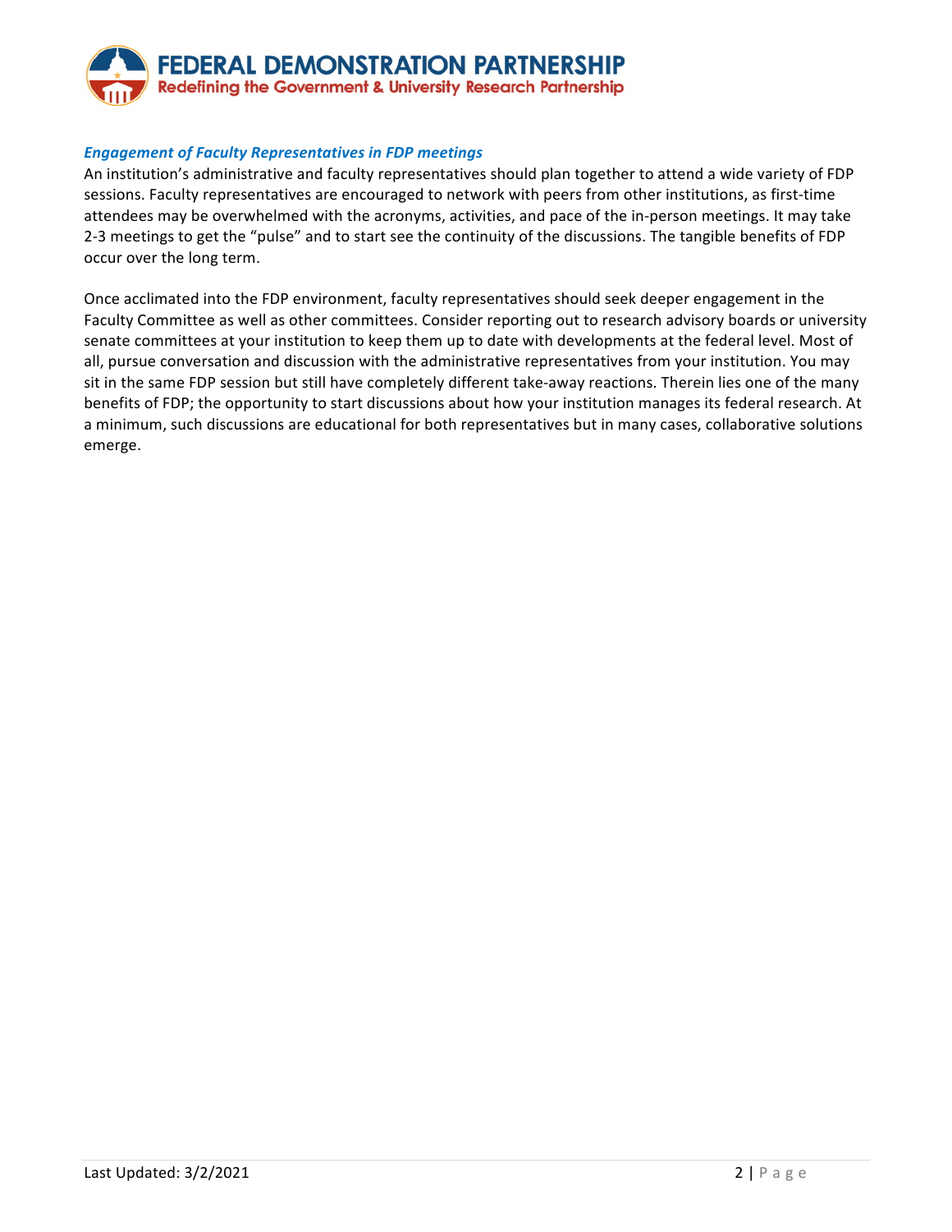### *Engagement of Faculty Representatives in FDP meetings*

An institution's administrative and faculty representatives should plan together to attend a wide variety of FDP sessions. Faculty representatives are encouraged to network with peers from other institutions, as first-time attendees may be overwhelmed with the acronyms, activities, and pace of the in-person meetings. It may take 2-3 meetings to get the "pulse" and to start see the continuity of the discussions. The tangible benefits of FDP occur over the long term.

Once acclimated into the FDP environment, faculty representatives should seek deeper engagement in the Faculty Committee as well as other committees. Consider reporting out to research advisory boards or university senate committees at your institution to keep them up to date with developments at the federal level. Most of all, pursue conversation and discussion with the administrative representatives from your institution. You may sit in the same FDP session but still have completely different take-away reactions. Therein lies one of the many benefits of FDP; the opportunity to start discussions about how your institution manages its federal research. At a minimum, such discussions are educational for both representatives but in many cases, collaborative solutions emerge.